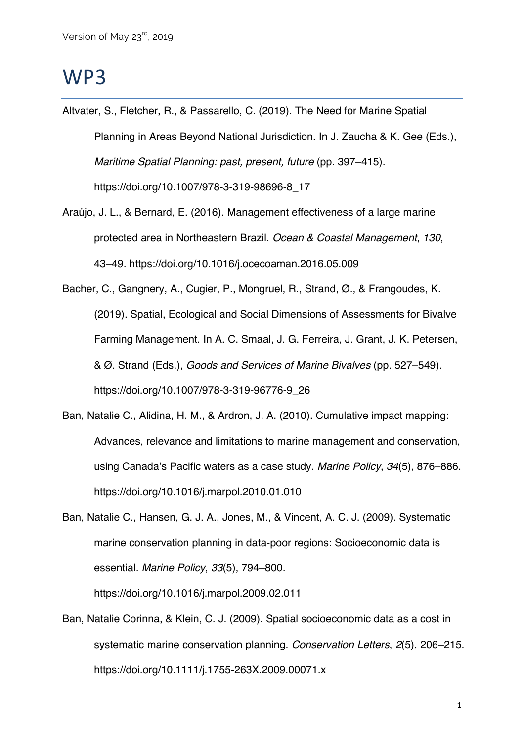# WP3

Altvater, S., Fletcher, R., & Passarello, C. (2019). The Need for Marine Spatial Planning in Areas Beyond National Jurisdiction. In J. Zaucha & K. Gee (Eds.), *Maritime Spatial Planning: past, present, future* (pp. 397–415). https://doi.org/10.1007/978-3-319-98696-8_17

Araújo, J. L., & Bernard, E. (2016). Management effectiveness of a large marine protected area in Northeastern Brazil. *Ocean & Coastal Management*, *130*, 43–49. https://doi.org/10.1016/j.ocecoaman.2016.05.009

Bacher, C., Gangnery, A., Cugier, P., Mongruel, R., Strand, Ø., & Frangoudes, K. (2019). Spatial, Ecological and Social Dimensions of Assessments for Bivalve Farming Management. In A. C. Smaal, J. G. Ferreira, J. Grant, J. K. Petersen, & Ø. Strand (Eds.), *Goods and Services of Marine Bivalves* (pp. 527–549). https://doi.org/10.1007/978-3-319-96776-9_26

Ban, Natalie C., Alidina, H. M., & Ardron, J. A. (2010). Cumulative impact mapping: Advances, relevance and limitations to marine management and conservation, using Canada's Pacific waters as a case study. *Marine Policy*, *34*(5), 876–886. https://doi.org/10.1016/j.marpol.2010.01.010

Ban, Natalie C., Hansen, G. J. A., Jones, M., & Vincent, A. C. J. (2009). Systematic marine conservation planning in data-poor regions: Socioeconomic data is essential. *Marine Policy*, *33*(5), 794–800. https://doi.org/10.1016/j.marpol.2009.02.011

Ban, Natalie Corinna, & Klein, C. J. (2009). Spatial socioeconomic data as a cost in systematic marine conservation planning. *Conservation Letters*, *2*(5), 206–215. https://doi.org/10.1111/j.1755-263X.2009.00071.x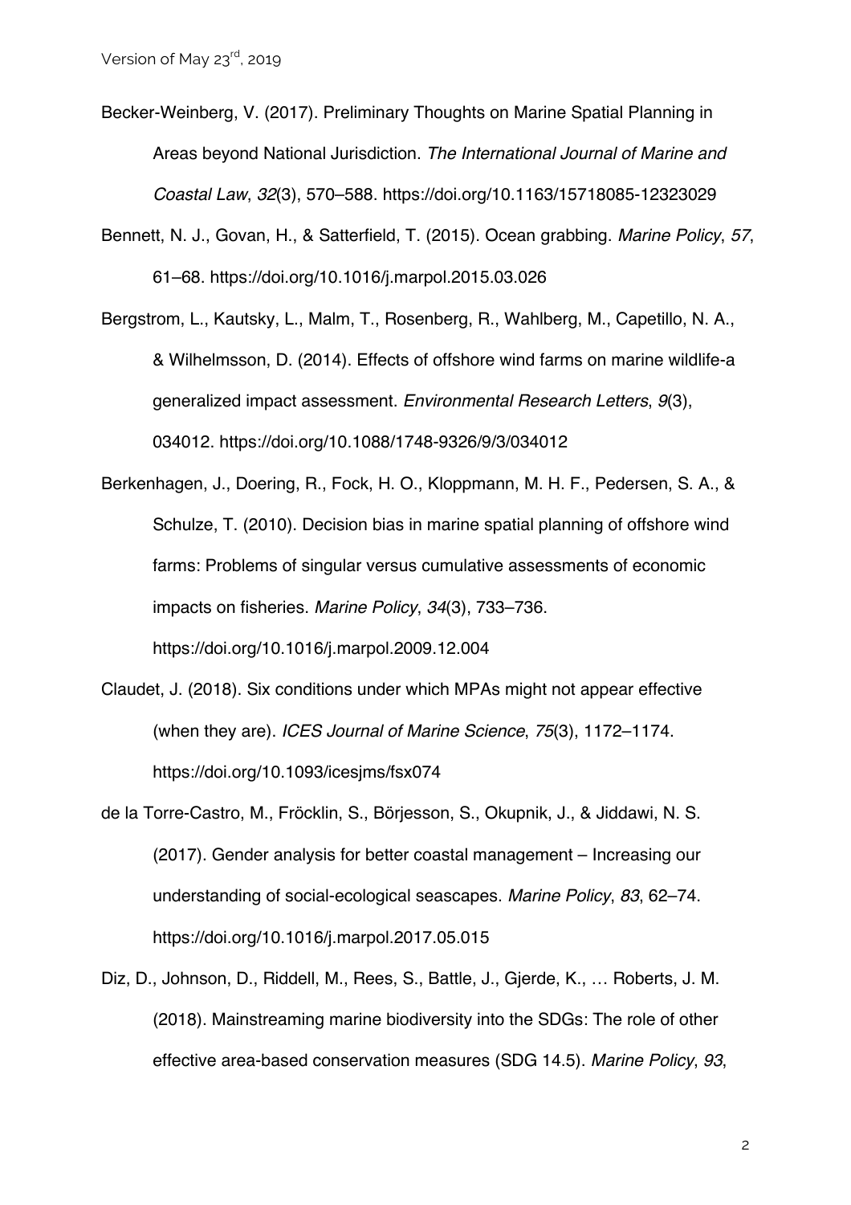Becker-Weinberg, V. (2017). Preliminary Thoughts on Marine Spatial Planning in Areas beyond National Jurisdiction. *The International Journal of Marine and Coastal Law*, *32*(3), 570–588. https://doi.org/10.1163/15718085-12323029

Bennett, N. J., Govan, H., & Satterfield, T. (2015). Ocean grabbing. *Marine Policy*, *57*, 61–68. https://doi.org/10.1016/j.marpol.2015.03.026

Bergstrom, L., Kautsky, L., Malm, T., Rosenberg, R., Wahlberg, M., Capetillo, N. A., & Wilhelmsson, D. (2014). Effects of offshore wind farms on marine wildlife-a generalized impact assessment. *Environmental Research Letters*, *9*(3), 034012. https://doi.org/10.1088/1748-9326/9/3/034012

Berkenhagen, J., Doering, R., Fock, H. O., Kloppmann, M. H. F., Pedersen, S. A., & Schulze, T. (2010). Decision bias in marine spatial planning of offshore wind farms: Problems of singular versus cumulative assessments of economic impacts on fisheries. *Marine Policy*, *34*(3), 733–736. https://doi.org/10.1016/j.marpol.2009.12.004

Claudet, J. (2018). Six conditions under which MPAs might not appear effective (when they are). *ICES Journal of Marine Science*, *75*(3), 1172–1174. https://doi.org/10.1093/icesjms/fsx074

de la Torre-Castro, M., Fröcklin, S., Börjesson, S., Okupnik, J., & Jiddawi, N. S. (2017). Gender analysis for better coastal management – Increasing our understanding of social-ecological seascapes. *Marine Policy*, *83*, 62–74. https://doi.org/10.1016/j.marpol.2017.05.015

Diz, D., Johnson, D., Riddell, M., Rees, S., Battle, J., Gjerde, K., … Roberts, J. M. (2018). Mainstreaming marine biodiversity into the SDGs: The role of other effective area-based conservation measures (SDG 14.5). *Marine Policy*, *93*,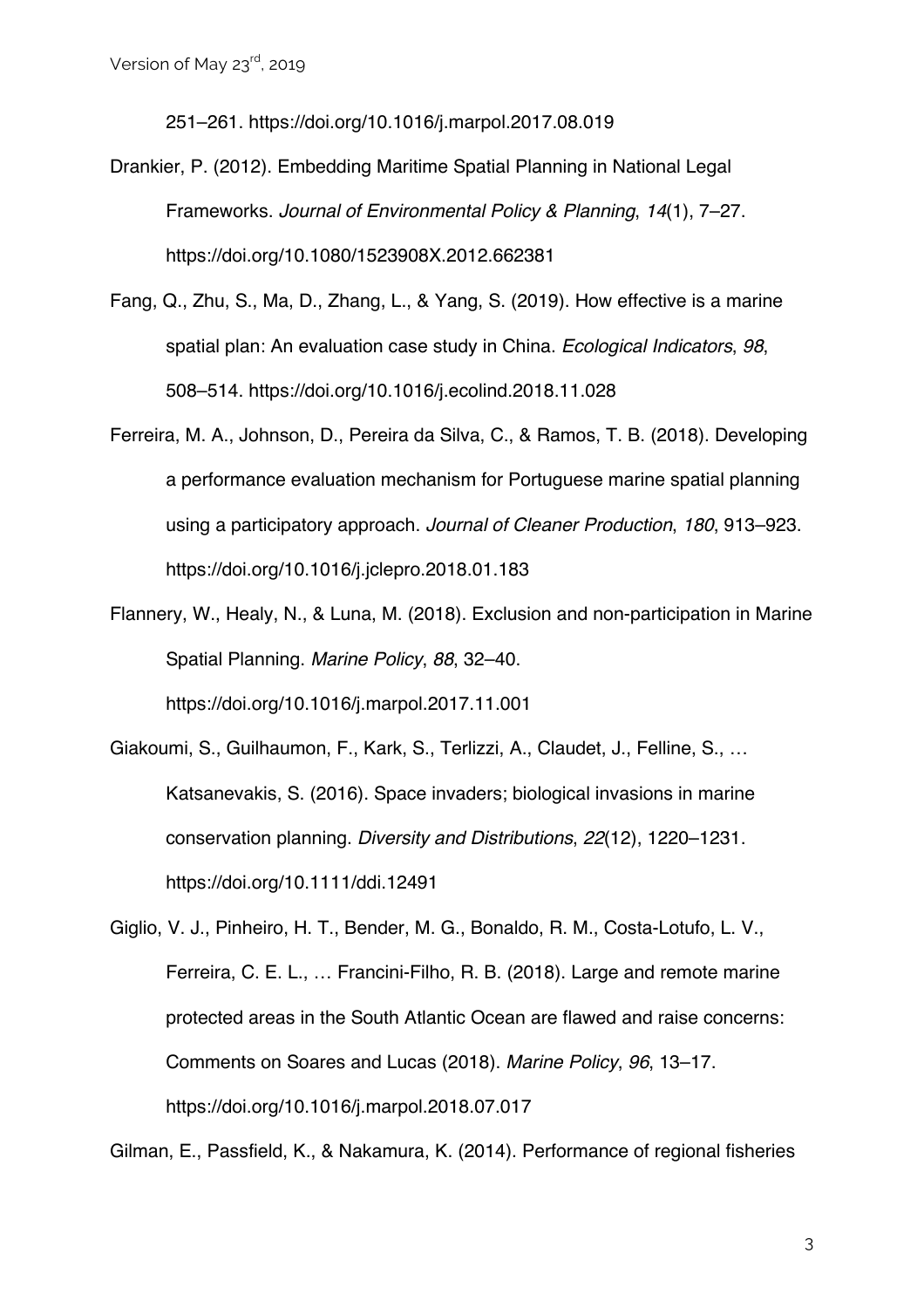251–261. https://doi.org/10.1016/j.marpol.2017.08.019

Drankier, P. (2012). Embedding Maritime Spatial Planning in National Legal Frameworks. *Journal of Environmental Policy & Planning*, *14*(1), 7–27. https://doi.org/10.1080/1523908X.2012.662381

Fang, Q., Zhu, S., Ma, D., Zhang, L., & Yang, S. (2019). How effective is a marine spatial plan: An evaluation case study in China. *Ecological Indicators*, *98*, 508–514. https://doi.org/10.1016/j.ecolind.2018.11.028

Ferreira, M. A., Johnson, D., Pereira da Silva, C., & Ramos, T. B. (2018). Developing a performance evaluation mechanism for Portuguese marine spatial planning using a participatory approach. *Journal of Cleaner Production*, *180*, 913–923. https://doi.org/10.1016/j.jclepro.2018.01.183

Flannery, W., Healy, N., & Luna, M. (2018). Exclusion and non-participation in Marine Spatial Planning. *Marine Policy*, *88*, 32–40. https://doi.org/10.1016/j.marpol.2017.11.001

Giakoumi, S., Guilhaumon, F., Kark, S., Terlizzi, A., Claudet, J., Felline, S., … Katsanevakis, S. (2016). Space invaders; biological invasions in marine conservation planning. *Diversity and Distributions*, *22*(12), 1220–1231. https://doi.org/10.1111/ddi.12491

Giglio, V. J., Pinheiro, H. T., Bender, M. G., Bonaldo, R. M., Costa-Lotufo, L. V., Ferreira, C. E. L., … Francini-Filho, R. B. (2018). Large and remote marine protected areas in the South Atlantic Ocean are flawed and raise concerns: Comments on Soares and Lucas (2018). *Marine Policy*, *96*, 13–17. https://doi.org/10.1016/j.marpol.2018.07.017

Gilman, E., Passfield, K., & Nakamura, K. (2014). Performance of regional fisheries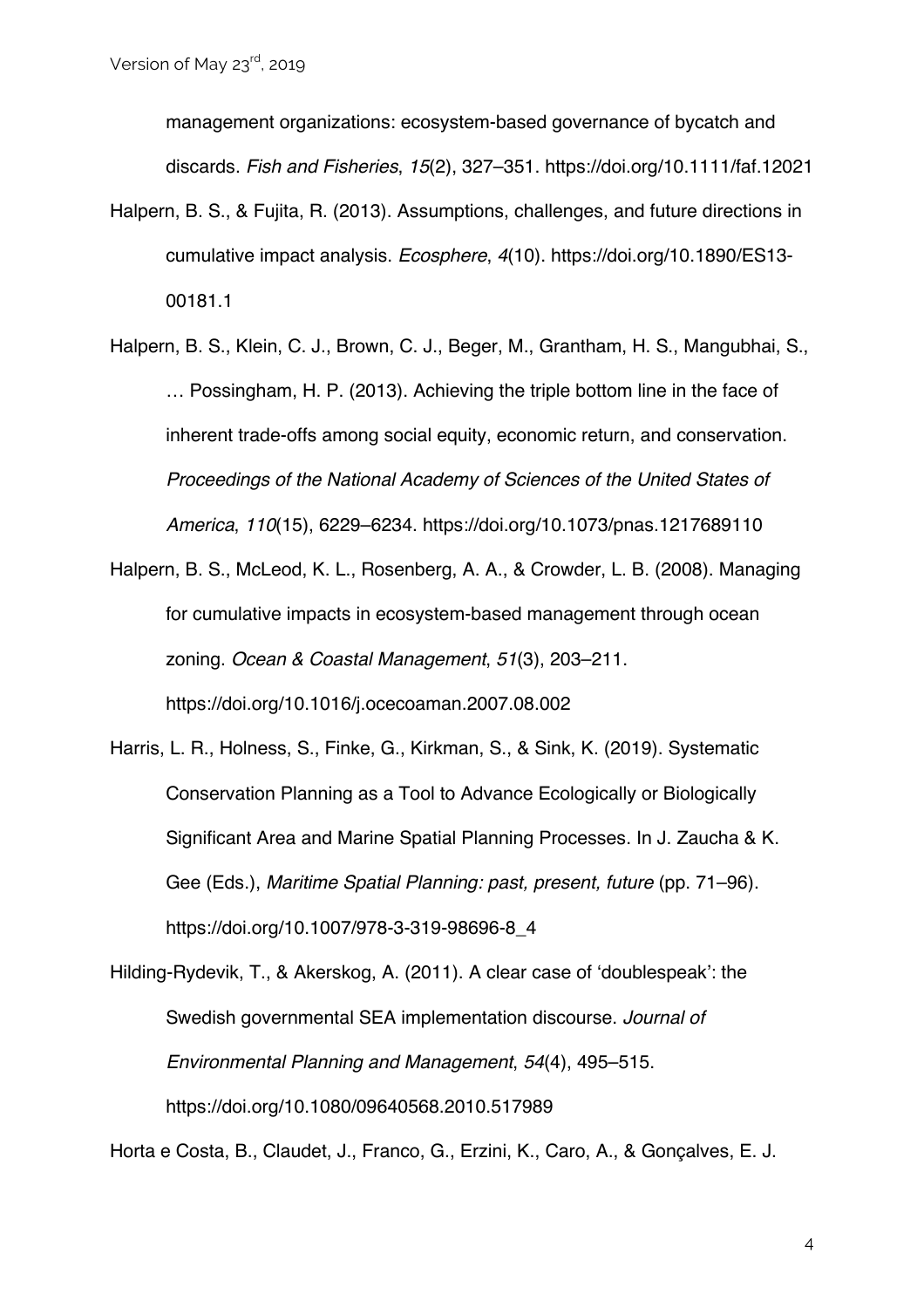management organizations: ecosystem-based governance of bycatch and discards. *Fish and Fisheries*, *15*(2), 327–351. https://doi.org/10.1111/faf.12021

Halpern, B. S., & Fujita, R. (2013). Assumptions, challenges, and future directions in cumulative impact analysis. *Ecosphere*, *4*(10). https://doi.org/10.1890/ES13-00181.1

Halpern, B. S., Klein, C. J., Brown, C. J., Beger, M., Grantham, H. S., Mangubhai, S., … Possingham, H. P. (2013). Achieving the triple bottom line in the face of inherent trade-offs among social equity, economic return, and conservation. *Proceedings of the National Academy of Sciences of the United States of America*, *110*(15), 6229–6234. https://doi.org/10.1073/pnas.1217689110

Halpern, B. S., McLeod, K. L., Rosenberg, A. A., & Crowder, L. B. (2008). Managing for cumulative impacts in ecosystem-based management through ocean zoning. *Ocean & Coastal Management*, *51*(3), 203–211. https://doi.org/10.1016/j.ocecoaman.2007.08.002

Harris, L. R., Holness, S., Finke, G., Kirkman, S., & Sink, K. (2019). Systematic Conservation Planning as a Tool to Advance Ecologically or Biologically Significant Area and Marine Spatial Planning Processes. In J. Zaucha & K. Gee (Eds.), *Maritime Spatial Planning: past, present, future* (pp. 71–96). https://doi.org/10.1007/978-3-319-98696-8_4

Hilding-Rydevik, T., & Akerskog, A. (2011). A clear case of 'doublespeak': the Swedish governmental SEA implementation discourse. *Journal of Environmental Planning and Management*, *54*(4), 495–515. https://doi.org/10.1080/09640568.2010.517989

Horta e Costa, B., Claudet, J., Franco, G., Erzini, K., Caro, A., & Gonçalves, E. J.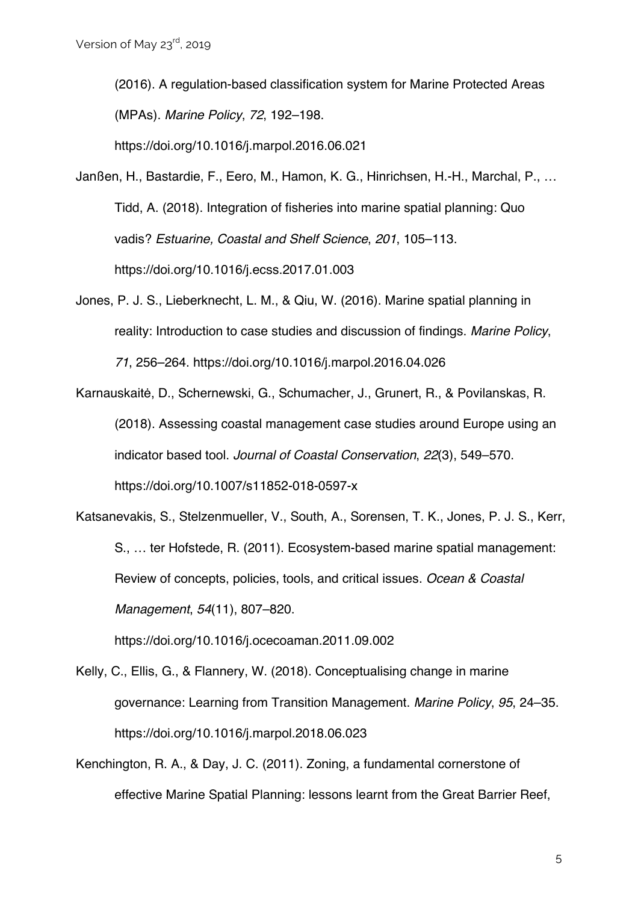(2016). A regulation-based classification system for Marine Protected Areas (MPAs). *Marine Policy*, *72*, 192–198. https://doi.org/10.1016/j.marpol.2016.06.021

Janßen, H., Bastardie, F., Eero, M., Hamon, K. G., Hinrichsen, H.-H., Marchal, P., … Tidd, A. (2018). Integration of fisheries into marine spatial planning: Quo vadis? *Estuarine, Coastal and Shelf Science*, *201*, 105–113. https://doi.org/10.1016/j.ecss.2017.01.003

Jones, P. J. S., Lieberknecht, L. M., & Qiu, W. (2016). Marine spatial planning in reality: Introduction to case studies and discussion of findings. *Marine Policy*, *71*, 256–264. https://doi.org/10.1016/j.marpol.2016.04.026

Karnauskaitė, D., Schernewski, G., Schumacher, J., Grunert, R., & Povilanskas, R. (2018). Assessing coastal management case studies around Europe using an indicator based tool. *Journal of Coastal Conservation*, *22*(3), 549–570. https://doi.org/10.1007/s11852-018-0597-x

Katsanevakis, S., Stelzenmueller, V., South, A., Sorensen, T. K., Jones, P. J. S., Kerr, S., … ter Hofstede, R. (2011). Ecosystem-based marine spatial management: Review of concepts, policies, tools, and critical issues. *Ocean & Coastal Management*, *54*(11), 807–820. https://doi.org/10.1016/j.ocecoaman.2011.09.002

Kelly, C., Ellis, G., & Flannery, W. (2018). Conceptualising change in marine governance: Learning from Transition Management. *Marine Policy*, *95*, 24–35. https://doi.org/10.1016/j.marpol.2018.06.023

Kenchington, R. A., & Day, J. C. (2011). Zoning, a fundamental cornerstone of effective Marine Spatial Planning: lessons learnt from the Great Barrier Reef,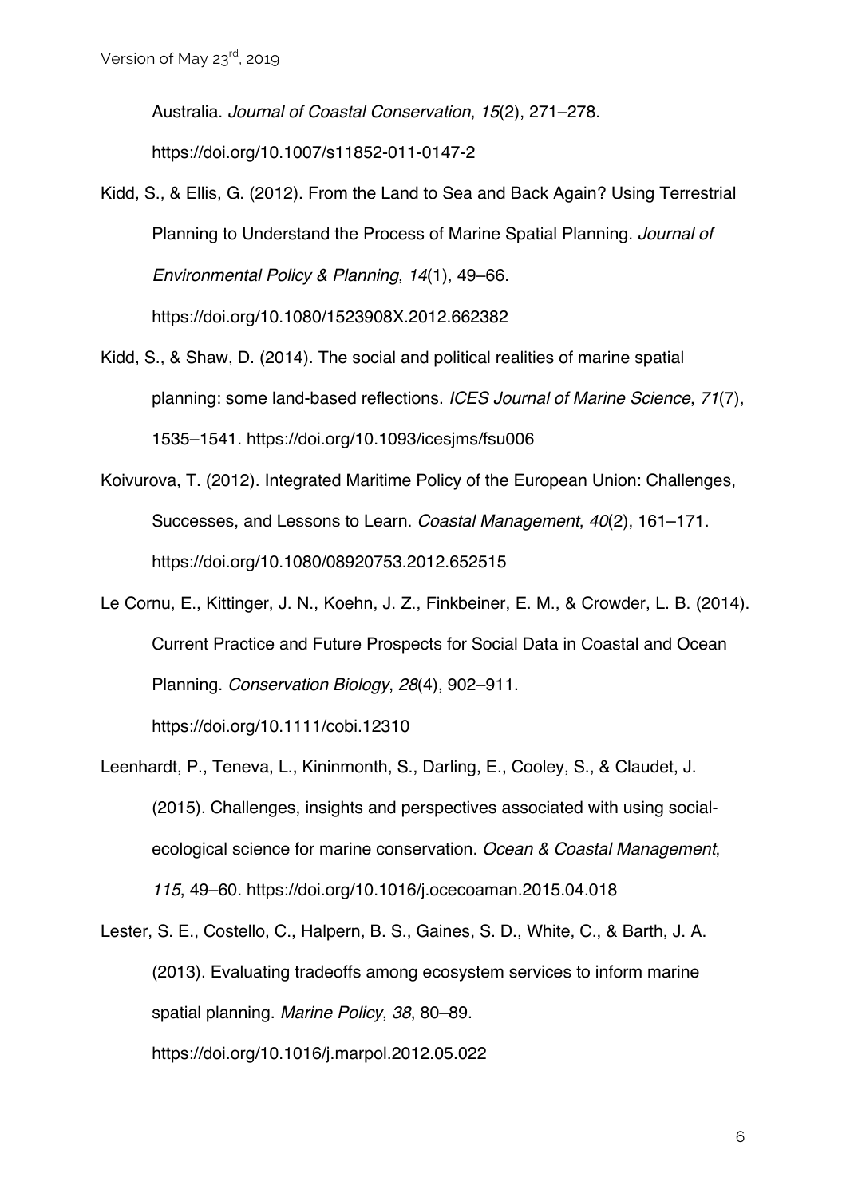Australia. *Journal of Coastal Conservation*, *15*(2), 271–278. https://doi.org/10.1007/s11852-011-0147-2

Kidd, S., & Ellis, G. (2012). From the Land to Sea and Back Again? Using Terrestrial Planning to Understand the Process of Marine Spatial Planning. *Journal of Environmental Policy & Planning*, *14*(1), 49–66. https://doi.org/10.1080/1523908X.2012.662382

Kidd, S., & Shaw, D. (2014). The social and political realities of marine spatial planning: some land-based reflections. *ICES Journal of Marine Science*, *71*(7), 1535–1541. https://doi.org/10.1093/icesjms/fsu006

Koivurova, T. (2012). Integrated Maritime Policy of the European Union: Challenges, Successes, and Lessons to Learn. *Coastal Management*, *40*(2), 161–171. https://doi.org/10.1080/08920753.2012.652515

Le Cornu, E., Kittinger, J. N., Koehn, J. Z., Finkbeiner, E. M., & Crowder, L. B. (2014). Current Practice and Future Prospects for Social Data in Coastal and Ocean Planning. *Conservation Biology*, *28*(4), 902–911. https://doi.org/10.1111/cobi.12310

Leenhardt, P., Teneva, L., Kininmonth, S., Darling, E., Cooley, S., & Claudet, J. (2015). Challenges, insights and perspectives associated with using social-ecological science for marine conservation. *Ocean & Coastal Management*, *115*, 49–60. https://doi.org/10.1016/j.ocecoaman.2015.04.018

Lester, S. E., Costello, C., Halpern, B. S., Gaines, S. D., White, C., & Barth, J. A. (2013). Evaluating tradeoffs among ecosystem services to inform marine spatial planning. *Marine Policy*, *38*, 80–89. https://doi.org/10.1016/j.marpol.2012.05.022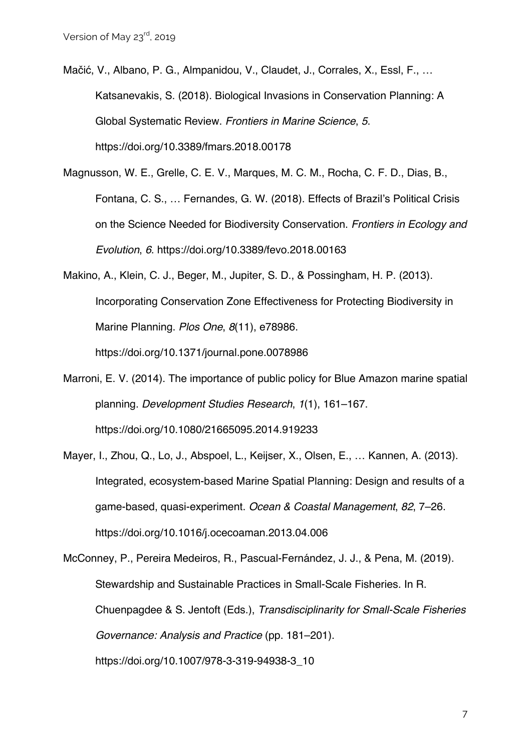Mačić, V., Albano, P. G., Almpanidou, V., Claudet, J., Corrales, X., Essl, F., … Katsanevakis, S. (2018). Biological Invasions in Conservation Planning: A Global Systematic Review. *Frontiers in Marine Science*, *5*. https://doi.org/10.3389/fmars.2018.00178

Magnusson, W. E., Grelle, C. E. V., Marques, M. C. M., Rocha, C. F. D., Dias, B., Fontana, C. S., … Fernandes, G. W. (2018). Effects of Brazil's Political Crisis on the Science Needed for Biodiversity Conservation. *Frontiers in Ecology and Evolution*, *6*. https://doi.org/10.3389/fevo.2018.00163

Makino, A., Klein, C. J., Beger, M., Jupiter, S. D., & Possingham, H. P. (2013). Incorporating Conservation Zone Effectiveness for Protecting Biodiversity in Marine Planning. *Plos One*, *8*(11), e78986. https://doi.org/10.1371/journal.pone.0078986

Marroni, E. V. (2014). The importance of public policy for Blue Amazon marine spatial planning. *Development Studies Research*, *1*(1), 161–167. https://doi.org/10.1080/21665095.2014.919233

Mayer, I., Zhou, Q., Lo, J., Abspoel, L., Keijser, X., Olsen, E., … Kannen, A. (2013). Integrated, ecosystem-based Marine Spatial Planning: Design and results of a game-based, quasi-experiment. *Ocean & Coastal Management*, *82*, 7–26. https://doi.org/10.1016/j.ocecoaman.2013.04.006

McConney, P., Pereira Medeiros, R., Pascual-Fernández, J. J., & Pena, M. (2019). Stewardship and Sustainable Practices in Small-Scale Fisheries. In R. Chuenpagdee & S. Jentoft (Eds.), *Transdisciplinarity for Small-Scale Fisheries Governance: Analysis and Practice* (pp. 181–201). https://doi.org/10.1007/978-3-319-94938-3_10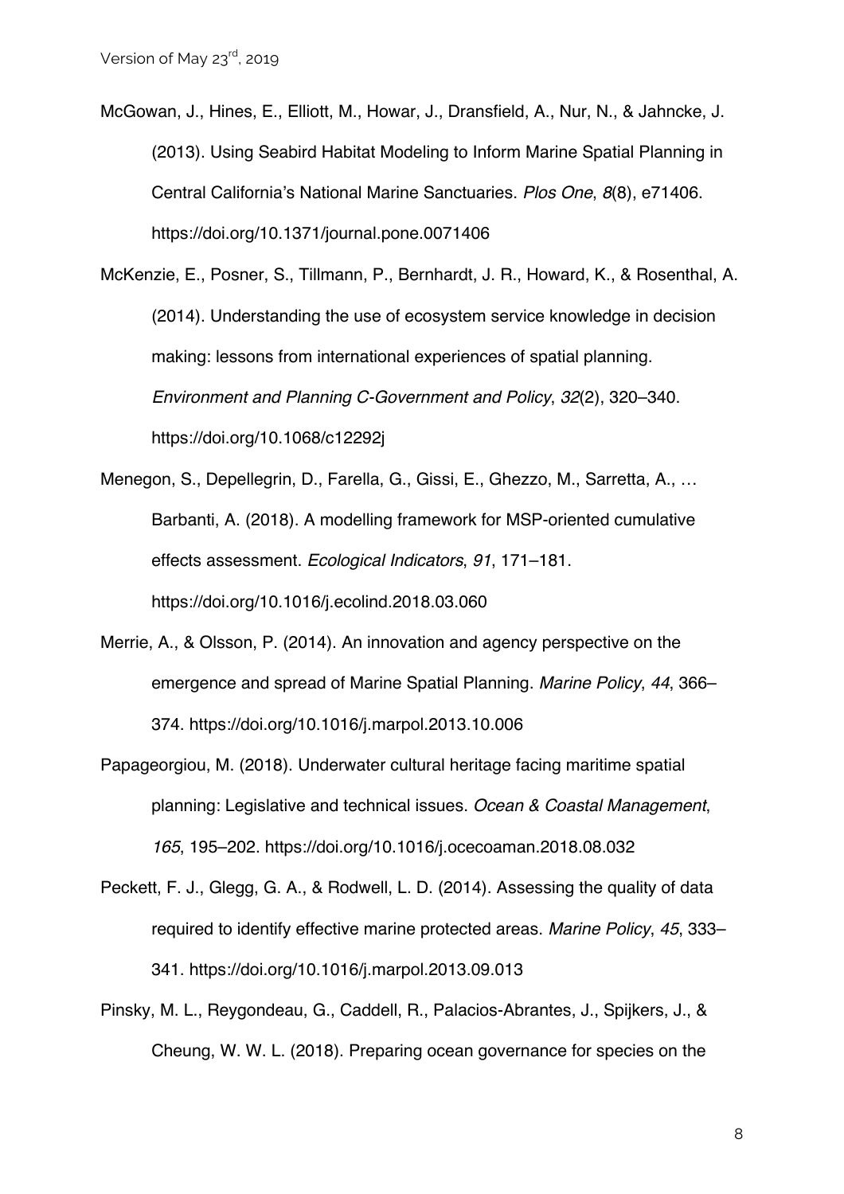McGowan, J., Hines, E., Elliott, M., Howar, J., Dransfield, A., Nur, N., & Jahncke, J. (2013). Using Seabird Habitat Modeling to Inform Marine Spatial Planning in Central California's National Marine Sanctuaries. *Plos One*, *8*(8), e71406. https://doi.org/10.1371/journal.pone.0071406

McKenzie, E., Posner, S., Tillmann, P., Bernhardt, J. R., Howard, K., & Rosenthal, A. (2014). Understanding the use of ecosystem service knowledge in decision making: lessons from international experiences of spatial planning. *Environment and Planning C-Government and Policy*, *32*(2), 320–340. https://doi.org/10.1068/c12292j

Menegon, S., Depellegrin, D., Farella, G., Gissi, E., Ghezzo, M., Sarretta, A., … Barbanti, A. (2018). A modelling framework for MSP-oriented cumulative effects assessment. *Ecological Indicators*, *91*, 171–181. https://doi.org/10.1016/j.ecolind.2018.03.060

Merrie, A., & Olsson, P. (2014). An innovation and agency perspective on the emergence and spread of Marine Spatial Planning. *Marine Policy*, *44*, 366–374. https://doi.org/10.1016/j.marpol.2013.10.006

Papageorgiou, M. (2018). Underwater cultural heritage facing maritime spatial planning: Legislative and technical issues. *Ocean & Coastal Management*, *165*, 195–202. https://doi.org/10.1016/j.ocecoaman.2018.08.032

Peckett, F. J., Glegg, G. A., & Rodwell, L. D. (2014). Assessing the quality of data required to identify effective marine protected areas. *Marine Policy*, *45*, 333–341. https://doi.org/10.1016/j.marpol.2013.09.013

Pinsky, M. L., Reygondeau, G., Caddell, R., Palacios-Abrantes, J., Spijkers, J., & Cheung, W. W. L. (2018). Preparing ocean governance for species on the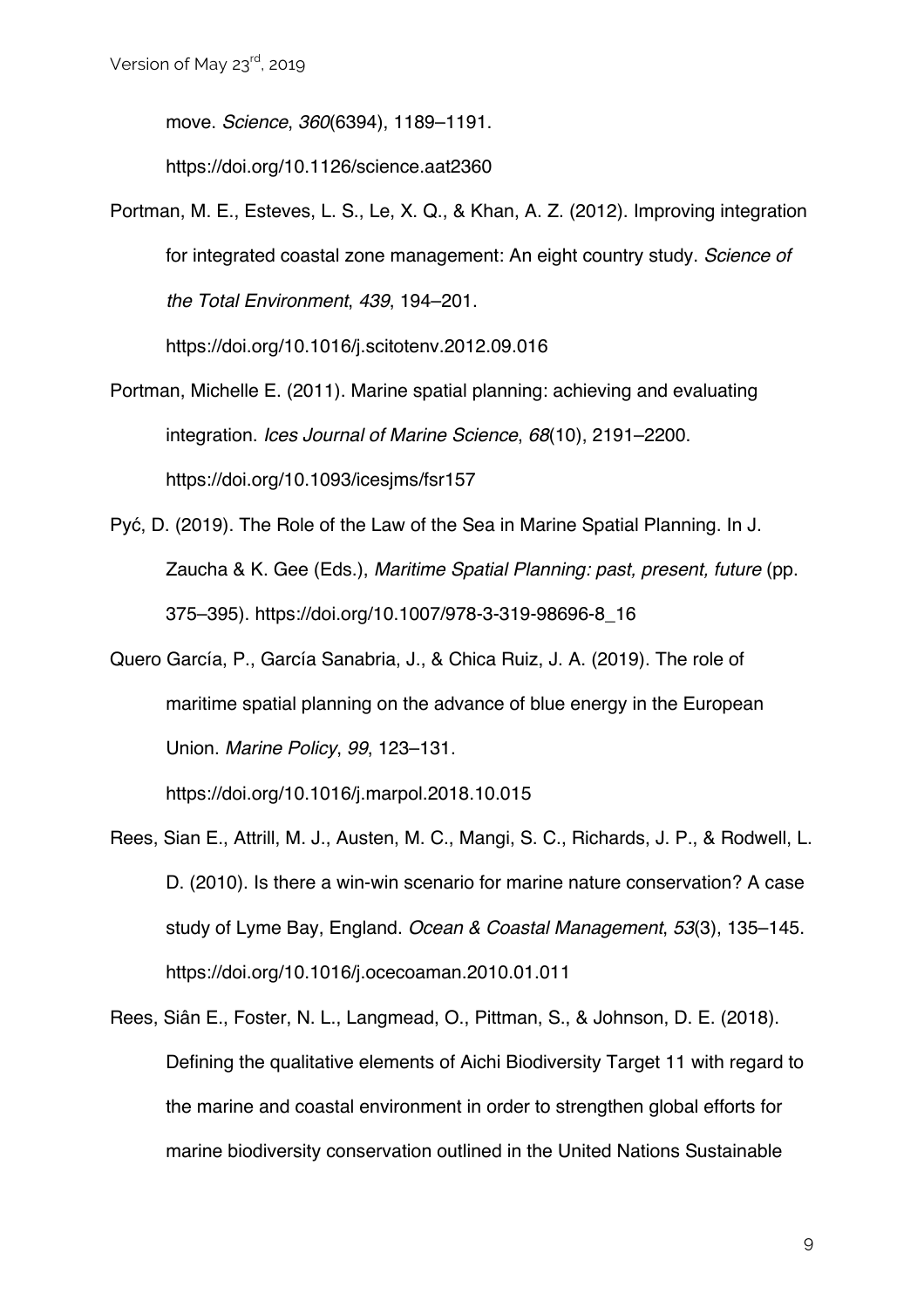move. *Science*, *360*(6394), 1189–1191. https://doi.org/10.1126/science.aat2360

Portman, M. E., Esteves, L. S., Le, X. Q., & Khan, A. Z. (2012). Improving integration for integrated coastal zone management: An eight country study. *Science of the Total Environment*, *439*, 194–201. https://doi.org/10.1016/j.scitotenv.2012.09.016

Portman, Michelle E. (2011). Marine spatial planning: achieving and evaluating integration. *Ices Journal of Marine Science*, *68*(10), 2191–2200. https://doi.org/10.1093/icesjms/fsr157

Pyć, D. (2019). The Role of the Law of the Sea in Marine Spatial Planning. In J. Zaucha & K. Gee (Eds.), *Maritime Spatial Planning: past, present, future* (pp. 375–395). https://doi.org/10.1007/978-3-319-98696-8_16

Quero García, P., García Sanabria, J., & Chica Ruiz, J. A. (2019). The role of maritime spatial planning on the advance of blue energy in the European Union. *Marine Policy*, *99*, 123–131. https://doi.org/10.1016/j.marpol.2018.10.015

Rees, Sian E., Attrill, M. J., Austen, M. C., Mangi, S. C., Richards, J. P., & Rodwell, L. D. (2010). Is there a win-win scenario for marine nature conservation? A case study of Lyme Bay, England. *Ocean & Coastal Management*, *53*(3), 135–145. https://doi.org/10.1016/j.ocecoaman.2010.01.011

Rees, Siân E., Foster, N. L., Langmead, O., Pittman, S., & Johnson, D. E. (2018). Defining the qualitative elements of Aichi Biodiversity Target 11 with regard to the marine and coastal environment in order to strengthen global efforts for marine biodiversity conservation outlined in the United Nations Sustainable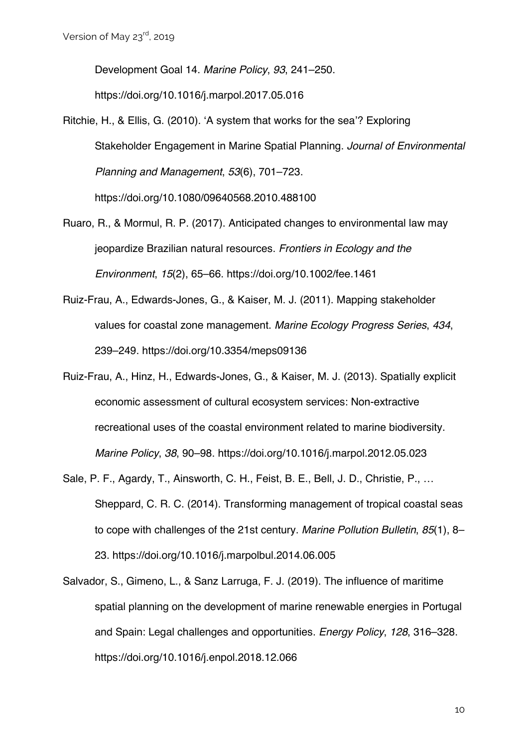Development Goal 14. *Marine Policy*, *93*, 241–250. https://doi.org/10.1016/j.marpol.2017.05.016

Ritchie, H., & Ellis, G. (2010). 'A system that works for the sea'? Exploring Stakeholder Engagement in Marine Spatial Planning. *Journal of Environmental Planning and Management*, *53*(6), 701–723. https://doi.org/10.1080/09640568.2010.488100

Ruaro, R., & Mormul, R. P. (2017). Anticipated changes to environmental law may jeopardize Brazilian natural resources. *Frontiers in Ecology and the Environment*, *15*(2), 65–66. https://doi.org/10.1002/fee.1461

Ruiz-Frau, A., Edwards-Jones, G., & Kaiser, M. J. (2011). Mapping stakeholder values for coastal zone management. *Marine Ecology Progress Series*, *434*, 239–249. https://doi.org/10.3354/meps09136

Ruiz-Frau, A., Hinz, H., Edwards-Jones, G., & Kaiser, M. J. (2013). Spatially explicit economic assessment of cultural ecosystem services: Non-extractive recreational uses of the coastal environment related to marine biodiversity. *Marine Policy*, *38*, 90–98. https://doi.org/10.1016/j.marpol.2012.05.023

Sale, P. F., Agardy, T., Ainsworth, C. H., Feist, B. E., Bell, J. D., Christie, P., … Sheppard, C. R. C. (2014). Transforming management of tropical coastal seas to cope with challenges of the 21st century. *Marine Pollution Bulletin*, *85*(1), 8–23. https://doi.org/10.1016/j.marpolbul.2014.06.005

Salvador, S., Gimeno, L., & Sanz Larruga, F. J. (2019). The influence of maritime spatial planning on the development of marine renewable energies in Portugal and Spain: Legal challenges and opportunities. *Energy Policy*, *128*, 316–328. https://doi.org/10.1016/j.enpol.2018.12.066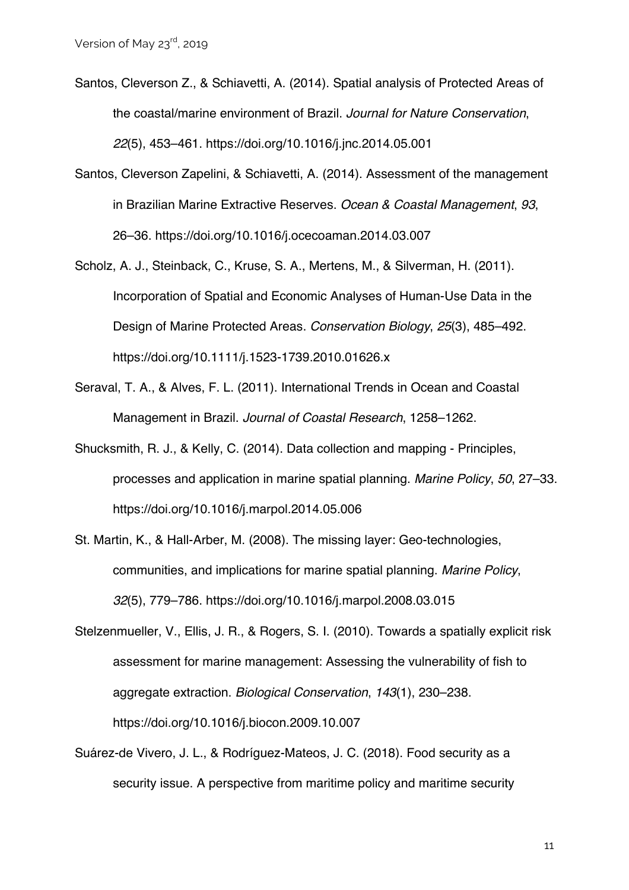Santos, Cleverson Z., & Schiavetti, A. (2014). Spatial analysis of Protected Areas of the coastal/marine environment of Brazil. *Journal for Nature Conservation*, *22*(5), 453–461. https://doi.org/10.1016/j.jnc.2014.05.001

Santos, Cleverson Zapelini, & Schiavetti, A. (2014). Assessment of the management in Brazilian Marine Extractive Reserves. *Ocean & Coastal Management*, *93*, 26–36. https://doi.org/10.1016/j.ocecoaman.2014.03.007

Scholz, A. J., Steinback, C., Kruse, S. A., Mertens, M., & Silverman, H. (2011). Incorporation of Spatial and Economic Analyses of Human-Use Data in the Design of Marine Protected Areas. *Conservation Biology*, *25*(3), 485–492. https://doi.org/10.1111/j.1523-1739.2010.01626.x

Seraval, T. A., & Alves, F. L. (2011). International Trends in Ocean and Coastal Management in Brazil. *Journal of Coastal Research*, 1258–1262.

Shucksmith, R. J., & Kelly, C. (2014). Data collection and mapping - Principles, processes and application in marine spatial planning. *Marine Policy*, *50*, 27–33. https://doi.org/10.1016/j.marpol.2014.05.006

St. Martin, K., & Hall-Arber, M. (2008). The missing layer: Geo-technologies, communities, and implications for marine spatial planning. *Marine Policy*, *32*(5), 779–786. https://doi.org/10.1016/j.marpol.2008.03.015

Stelzenmueller, V., Ellis, J. R., & Rogers, S. I. (2010). Towards a spatially explicit risk assessment for marine management: Assessing the vulnerability of fish to aggregate extraction. *Biological Conservation*, *143*(1), 230–238. https://doi.org/10.1016/j.biocon.2009.10.007

Suárez-de Vivero, J. L., & Rodríguez-Mateos, J. C. (2018). Food security as a security issue. A perspective from maritime policy and maritime security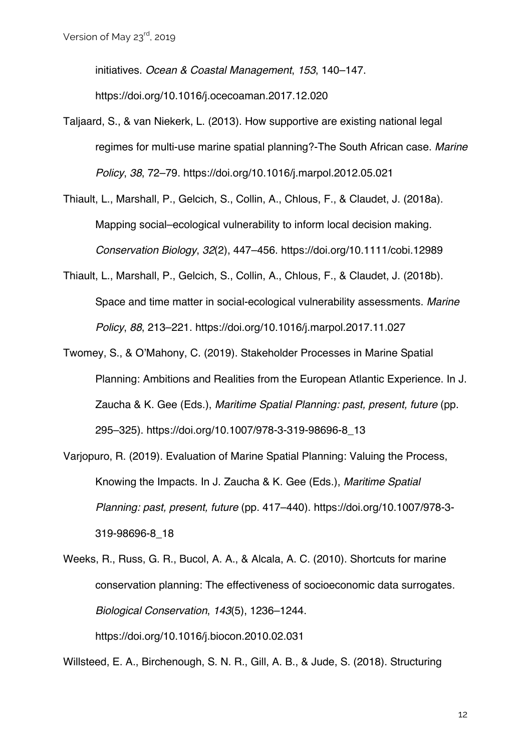initiatives. *Ocean & Coastal Management*, *153*, 140–147. https://doi.org/10.1016/j.ocecoaman.2017.12.020

Taljaard, S., & van Niekerk, L. (2013). How supportive are existing national legal regimes for multi-use marine spatial planning?-The South African case. *Marine Policy*, *38*, 72–79. https://doi.org/10.1016/j.marpol.2012.05.021

Thiault, L., Marshall, P., Gelcich, S., Collin, A., Chlous, F., & Claudet, J. (2018a). Mapping social–ecological vulnerability to inform local decision making. *Conservation Biology*, *32*(2), 447–456. https://doi.org/10.1111/cobi.12989

Thiault, L., Marshall, P., Gelcich, S., Collin, A., Chlous, F., & Claudet, J. (2018b). Space and time matter in social-ecological vulnerability assessments. *Marine Policy*, *88*, 213–221. https://doi.org/10.1016/j.marpol.2017.11.027

Twomey, S., & O'Mahony, C. (2019). Stakeholder Processes in Marine Spatial Planning: Ambitions and Realities from the European Atlantic Experience. In J. Zaucha & K. Gee (Eds.), *Maritime Spatial Planning: past, present, future* (pp. 295–325). https://doi.org/10.1007/978-3-319-98696-8_13

Varjopuro, R. (2019). Evaluation of Marine Spatial Planning: Valuing the Process, Knowing the Impacts. In J. Zaucha & K. Gee (Eds.), *Maritime Spatial Planning: past, present, future* (pp. 417–440). https://doi.org/10.1007/978-3-319-98696-8_18

Weeks, R., Russ, G. R., Bucol, A. A., & Alcala, A. C. (2010). Shortcuts for marine conservation planning: The effectiveness of socioeconomic data surrogates. *Biological Conservation*, *143*(5), 1236–1244. https://doi.org/10.1016/j.biocon.2010.02.031

Willsteed, E. A., Birchenough, S. N. R., Gill, A. B., & Jude, S. (2018). Structuring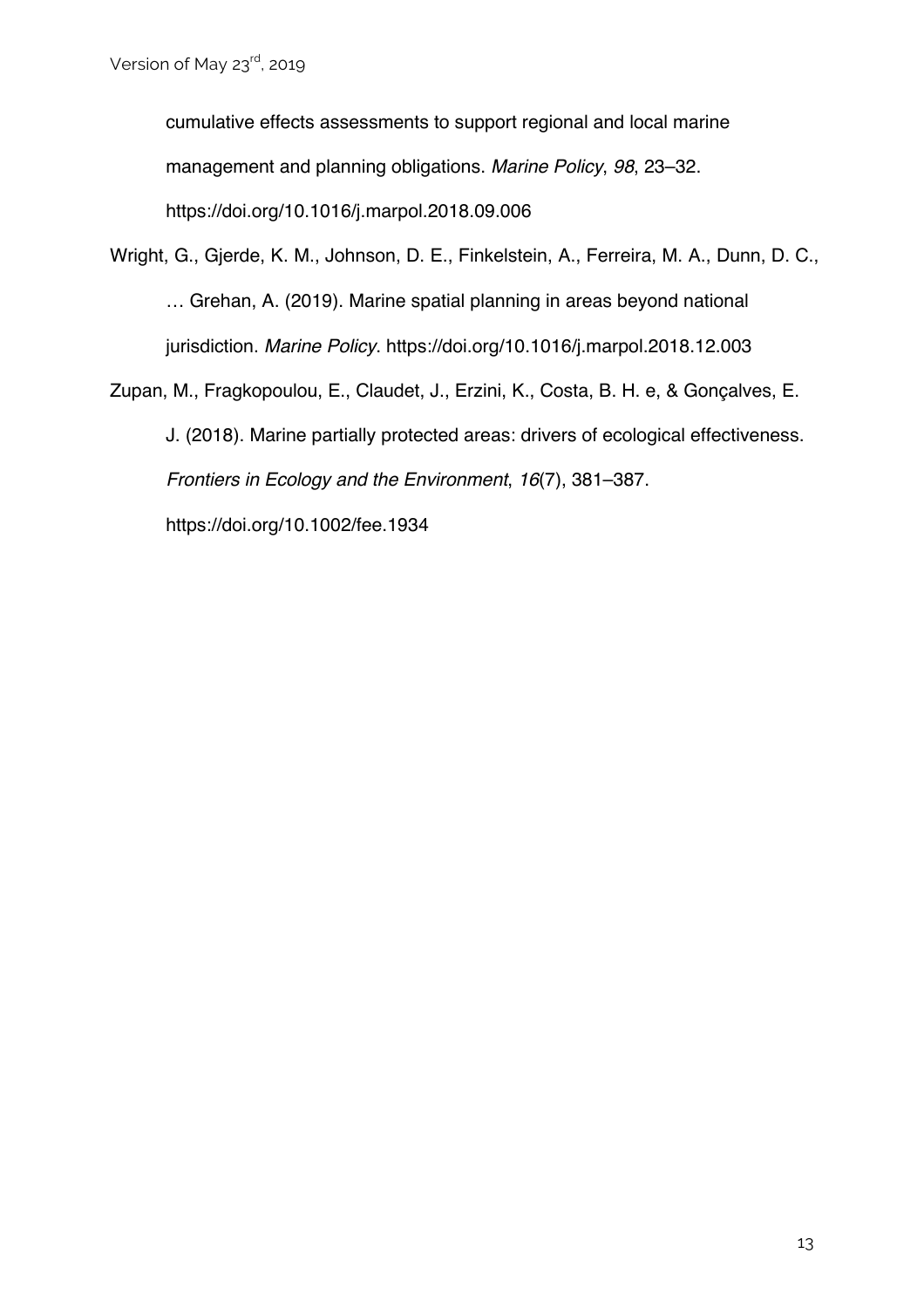cumulative effects assessments to support regional and local marine management and planning obligations. *Marine Policy*, *98*, 23–32. https://doi.org/10.1016/j.marpol.2018.09.006

Wright, G., Gjerde, K. M., Johnson, D. E., Finkelstein, A., Ferreira, M. A., Dunn, D. C., … Grehan, A. (2019). Marine spatial planning in areas beyond national jurisdiction. *Marine Policy*. https://doi.org/10.1016/j.marpol.2018.12.003

Zupan, M., Fragkopoulou, E., Claudet, J., Erzini, K., Costa, B. H. e, & Gonçalves, E. J. (2018). Marine partially protected areas: drivers of ecological effectiveness. *Frontiers in Ecology and the Environment*, *16*(7), 381–387. https://doi.org/10.1002/fee.1934